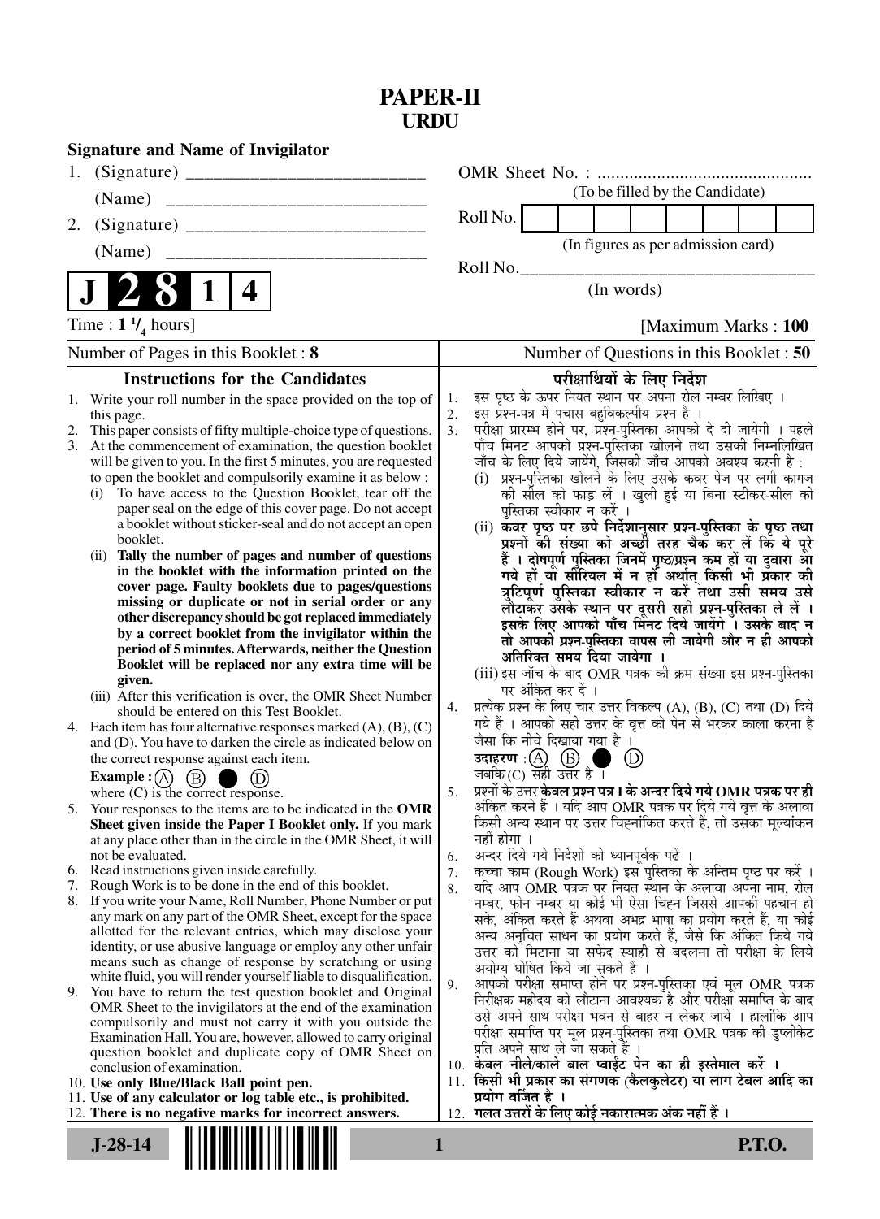# PAPER-II
## URDU

**Signature and Name of Invigilator**

1. (Signature) __________________________

   (Name) __________________________

2. (Signature) __________________________

   (Name) __________________________

OMR Sheet No. : ...............................................
(To be filled by the Candidate)

Roll No. | | | | | | | | |
(In figures as per admission card)

Roll No.________________________________
(In words)

**J 2 8 1 4**

Time : $1\ ^1/_4$ hours] [Maximum Marks : **100**

| Number of Pages in this Booklet : 8 | Number of Questions in this Booklet : 50 |
|---|---|

### Instructions for the Candidates

1. Write your roll number in the space provided on the top of this page.
2. This paper consists of fifty multiple-choice type of questions.
3. At the commencement of examination, the question booklet will be given to you. In the first 5 minutes, you are requested to open the booklet and compulsorily examine it as below :
   (i) To have access to the Question Booklet, tear off the paper seal on the edge of this cover page. Do not accept a booklet without sticker-seal and do not accept an open booklet.
   (ii) **Tally the number of pages and number of questions in the booklet with the information printed on the cover page. Faulty booklets due to pages/questions missing or duplicate or not in serial order or any other discrepancy should be got replaced immediately by a correct booklet from the invigilator within the period of 5 minutes. Afterwards, neither the Question Booklet will be replaced nor any extra time will be given.**
   (iii) After this verification is over, the OMR Sheet Number should be entered on this Test Booklet.
4. Each item has four alternative responses marked (A), (B), (C) and (D). You have to darken the circle as indicated below on the correct response against each item.
   **Example :** (A) (B) ● (D)
   where (C) is the correct response.
5. Your responses to the items are to be indicated in the **OMR Sheet given inside the Paper I Booklet only.** If you mark at any place other than in the circle in the OMR Sheet, it will not be evaluated.
6. Read instructions given inside carefully.
7. Rough Work is to be done in the end of this booklet.
8. If you write your Name, Roll Number, Phone Number or put any mark on any part of the OMR Sheet, except for the space allotted for the relevant entries, which may disclose your identity, or use abusive language or employ any other unfair means such as change of response by scratching or using white fluid, you will render yourself liable to disqualification.
9. You have to return the test question booklet and Original OMR Sheet to the invigilators at the end of the examination compulsorily and must not carry it with you outside the Examination Hall. You are, however, allowed to carry original question booklet and duplicate copy of OMR Sheet on conclusion of examination.
10. **Use only Blue/Black Ball point pen.**
11. **Use of any calculator or log table etc., is prohibited.**
12. **There is no negative marks for incorrect answers.**

### परीक्षार्थियों के लिए निर्देश

1. इस पृष्ठ के ऊपर नियत स्थान पर अपना रोल नम्बर लिखिए ।
2. इस प्रश्न-पत्र में पचास बहुविकल्पीय प्रश्न हैं ।
3. परीक्षा प्रारम्भ होने पर, प्रश्न-पुस्तिका आपको दे दी जायेगी । पहले पाँच मिनट आपको प्रश्न-पुस्तिका खोलने तथा उसकी निम्नलिखित जाँच के लिए दिये जायेंगे, जिसकी जाँच आपको अवश्य करनी है :
   (i) प्रश्न-पुस्तिका खोलने के लिए उसके कवर पेज पर लगी कागज की सील को फाड़ लें । खुली हुई या बिना स्टीकर-सील की पुस्तिका स्वीकार न करें ।
   (ii) **कवर पृष्ठ पर छपे निर्देशानुसार प्रश्न-पुस्तिका के पृष्ठ तथा प्रश्नों की संख्या को अच्छी तरह चैक कर लें कि ये पूरे हैं । दोषपूर्ण पुस्तिका जिनमें पृष्ठ/प्रश्न कम हों या दुबारा आ गये हों या सीरियल में न हों अर्थात् किसी भी प्रकार की त्रुटिपूर्ण पुस्तिका स्वीकार न करें तथा उसी समय उसे लौटाकर उसके स्थान पर दूसरी सही प्रश्न-पुस्तिका ले लें । इसके लिए आपको पाँच मिनट दिये जायेंगे । उसके बाद न तो आपकी प्रश्न-पुस्तिका वापस ली जायेगी और न ही आपको अतिरिक्त समय दिया जायेगा ।**
   (iii) इस जाँच के बाद OMR पत्रक की क्रम संख्या इस प्रश्न-पुस्तिका पर अंकित कर दें ।
4. प्रत्येक प्रश्न के लिए चार उत्तर विकल्प (A), (B), (C) तथा (D) दिये गये हैं । आपको सही उत्तर के वृत्त को पेन से भरकर काला करना है जैसा कि नीचे दिखाया गया है ।
   **उदाहरण :** (A) (B) ● (D)
   जबकि (C) सही उत्तर है ।
5. प्रश्नों के उत्तर **केवल प्रश्न पत्र I के अन्दर दिये गये OMR पत्रक पर ही** अंकित करने हैं । यदि आप OMR पत्रक पर दिये गये वृत्त के अलावा किसी अन्य स्थान पर उत्तर चिह्नांकित करते हैं, तो उसका मूल्यांकन नहीं होगा ।
6. अन्दर दिये गये निर्देशों को ध्यानपूर्वक पढ़ें ।
7. कच्चा काम (Rough Work) इस पुस्तिका के अन्तिम पृष्ठ पर करें ।
8. यदि आप OMR पत्रक पर नियत स्थान के अलावा अपना नाम, रोल नम्बर, फोन नम्बर या कोई भी ऐसा चिह्न जिससे आपकी पहचान हो सके, अंकित करते हैं अथवा अभद्र भाषा का प्रयोग करते हैं, या कोई अन्य अनुचित साधन का प्रयोग करते हैं, जैसे कि अंकित किये गये उत्तर को मिटाना या सफेद स्याही से बदलना तो परीक्षा के लिये अयोग्य घोषित किये जा सकते हैं ।
9. आपको परीक्षा समाप्त होने पर प्रश्न-पुस्तिका एवं मूल OMR पत्रक निरीक्षक महोदय को लौटाना आवश्यक है और परीक्षा समाप्ति के बाद उसे अपने साथ परीक्षा भवन से बाहर न लेकर जायें । हालांकि आप परीक्षा समाप्ति पर मूल प्रश्न-पुस्तिका तथा OMR पत्रक की डुप्लीकेट प्रति अपने साथ ले जा सकते हैं ।
10. **केवल नीले/काले बाल प्वाईंट पेन का ही इस्तेमाल करें ।**
11. **किसी भी प्रकार का संगणक (कैलकुलेटर) या लाग टेबल आदि का प्रयोग वर्जित है ।**
12. **गलत उत्तरों के लिए कोई नकारात्मक अंक नहीं हैं ।**

**J-28-14** **P.T.O.**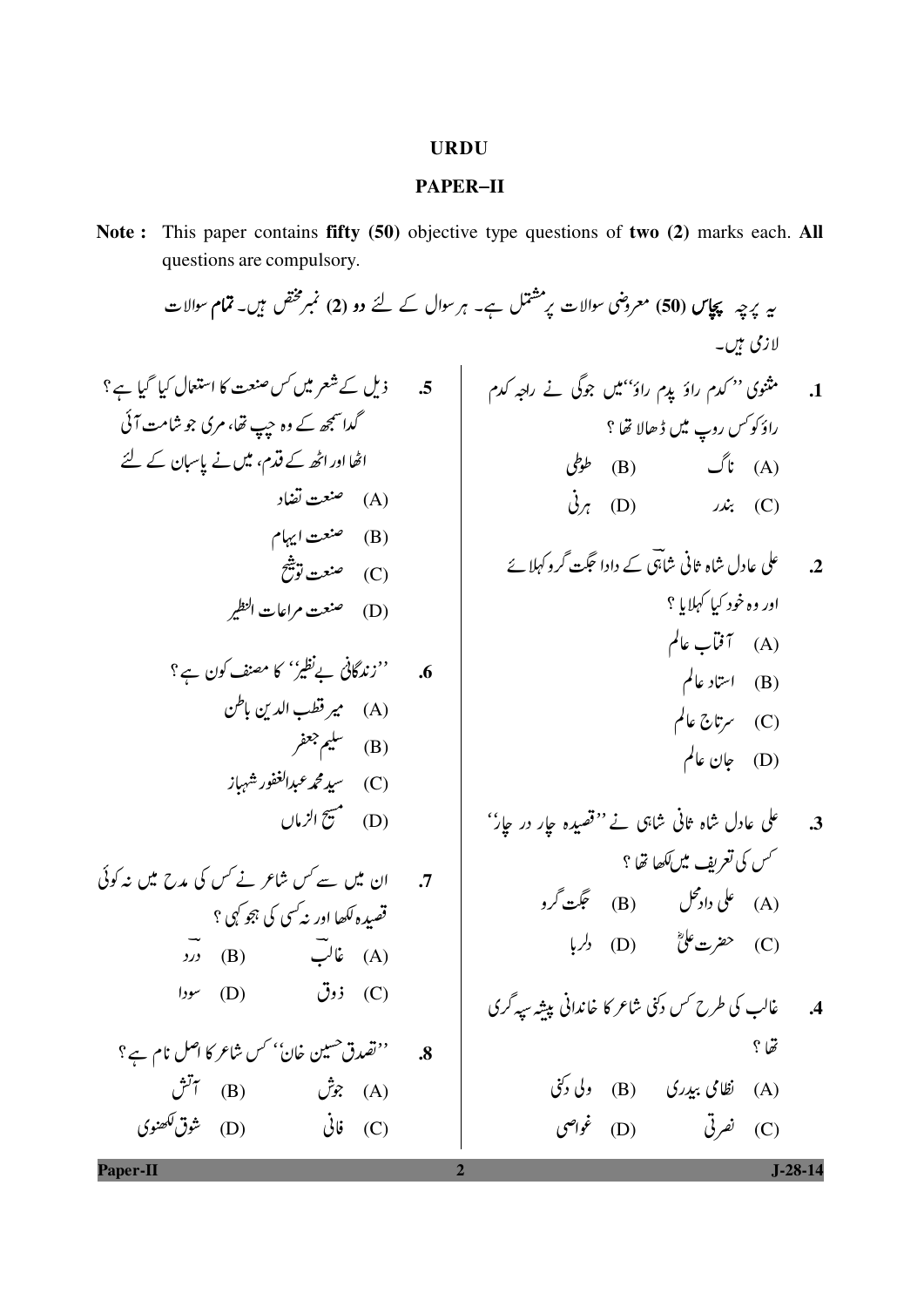# URDU

## PAPER–II

**Note :** This paper contains **fifty (50)** objective type questions of **two (2)** marks each. **All** questions are compulsory.

یہ پرچہ **پچاس (50)** معروضی سوالات پر مشتمل ہے۔ ہر سوال کے لئے **دو (2)** نمبر مختص ہیں۔ **تمام** سوالات لازمی ہیں۔

**.1** مثنوی ''کدم راؤ پدم راؤ''میں جوگی نے راجہ کدم راؤ کو کس روپ میں ڈھالا تھا ؟

(A) ناگ
(B) طوطی
(C) بندر
(D) ہرنی

**.2** علی عادل شاہ ثانی شاہیؔ کے دادا جگت گرو کہلائے اور وہ خود کیا کہلایا ؟

(A) آفتاب عالم
(B) استاد عالم
(C) سرتاج عالم
(D) جان عالم

**.3** علی عادل شاہ ثانی شاہی نے ''قصیدہ چار در چار'' کس کی تعریف میں لکھا تھا ؟

(A) علی داد محل
(B) جگت گرو
(C) حضرت علیؓ
(D) دلربا

**.4** غالب کی طرح کس دکنی شاعر کا خاندانی پیشہ سپہ گری تھا ؟

(A) نظامی بیدری
(B) ولی دکنی
(C) نصرتی
(D) غواصی

**.5** ذیل کے شعر میں کس صنعت کا استعمال کیا گیا ہے ؟

گدا سمجھ کے وہ چپ تھا، مری جو شامت آئی
اٹھا اور اٹھ کے قدم، میں نے پاسبان کے لئے

(A) صنعت تضاد
(B) صنعت ایہام
(C) صنعت توشیح
(D) صنعت مراعات النظیر

**.6** ''زندگانی بے نظیر'' کا مصنف کون ہے ؟

(A) میر قطب الدین باطن
(B) سلیم جعفر
(C) سید محمد عبدالغفور شہباز
(D) مسیح الزماں

**.7** ان میں سے کس شاعر نے کس کی مدح میں نہ کوئی قصیدہ لکھا اور نہ کسی کی ہجو کہی ؟

(A) غالبؔ
(B) دردؔ
(C) ذوق
(D) سودا

**.8** ''تصدق حسین خان'' کس شاعر کا اصل نام ہے ؟

(A) جوش
(B) آتش
(C) فانی
(D) شوق لکھنوی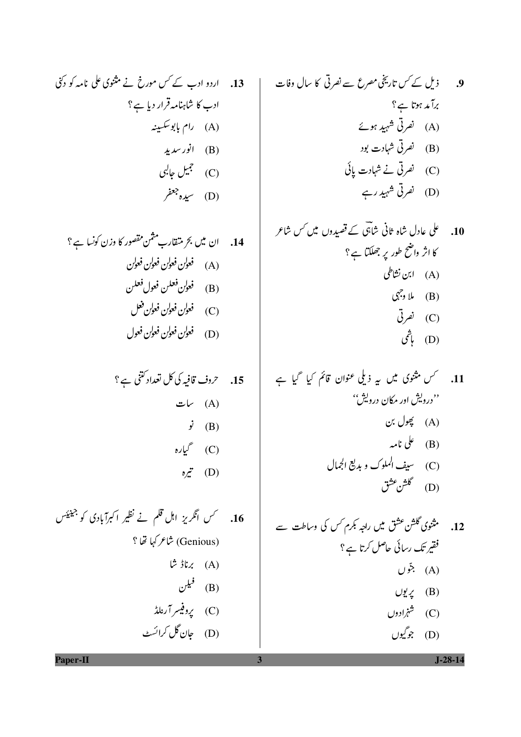9. ذیل کے کس تاریخی مصرع سے نصرتی کا سال وفات برآمد ہوتا ہے؟

(A) نصرتی شہید ہوئے

(B) نصرتی شہادت بود

(C) نصرتی نے شہادت پائی

(D) نصرتی شہید رہے

10. علی عادل شاہ ثانی شاہیؔ کے قصیدوں میں کس شاعر کا اثر واضح طور پر جھلکتا ہے؟

(A) ابن نشاطی

(B) ملا وجہی

(C) نصرتی

(D) ہاشمی

11. کس مثنوی میں یہ ذیلی عنوان قائم کیا گیا ہے ''درویش اور مکان درویش''

(A) پھول بن

(B) علی نامہ

(C) سیف الملوک و بدیع الجمال

(D) گلشن عشق

12. مثنوی گلشن عشق میں راجہ بکرم کس کی وساطت سے فقیر تک رسائی حاصل کرتا ہے؟

(A) جنّوں

(B) پریوں

(C) شہزادوں

(D) جوگیوں

13. اردو ادب کے کس مورخ نے مثنوی علی نامہ کو دکنی ادب کا شاہنامہ قرار دیا ہے؟

(A) رام بابو سکسینہ

(B) انور سدید

(C) جمیل جالبی

(D) سیدہ جعفر

14. ان میں بحر متقارب مثمن مقصور کا وزن کونسا ہے؟

(A) فعولن فعولن فعولن فعولن

(B) فعولن فعلن فعول فعلن

(C) فعولن فعولن فعولن فعل

(D) فعولن فعولن فعولن فعول

15. حروف قافیہ کی کل تعداد کتنی ہے؟

(A) سات

(B) نو

(C) گیارہ

(D) تیرہ

16. کس انگریز اہل قلم نے نظیر اکبرآبادی کو جینیئس (Genious) شاعر کہا تھا؟

(A) برناڈ شا

(B) فیلن

(C) پروفیسر آرنلڈ

(D) جان گل کرائسٹ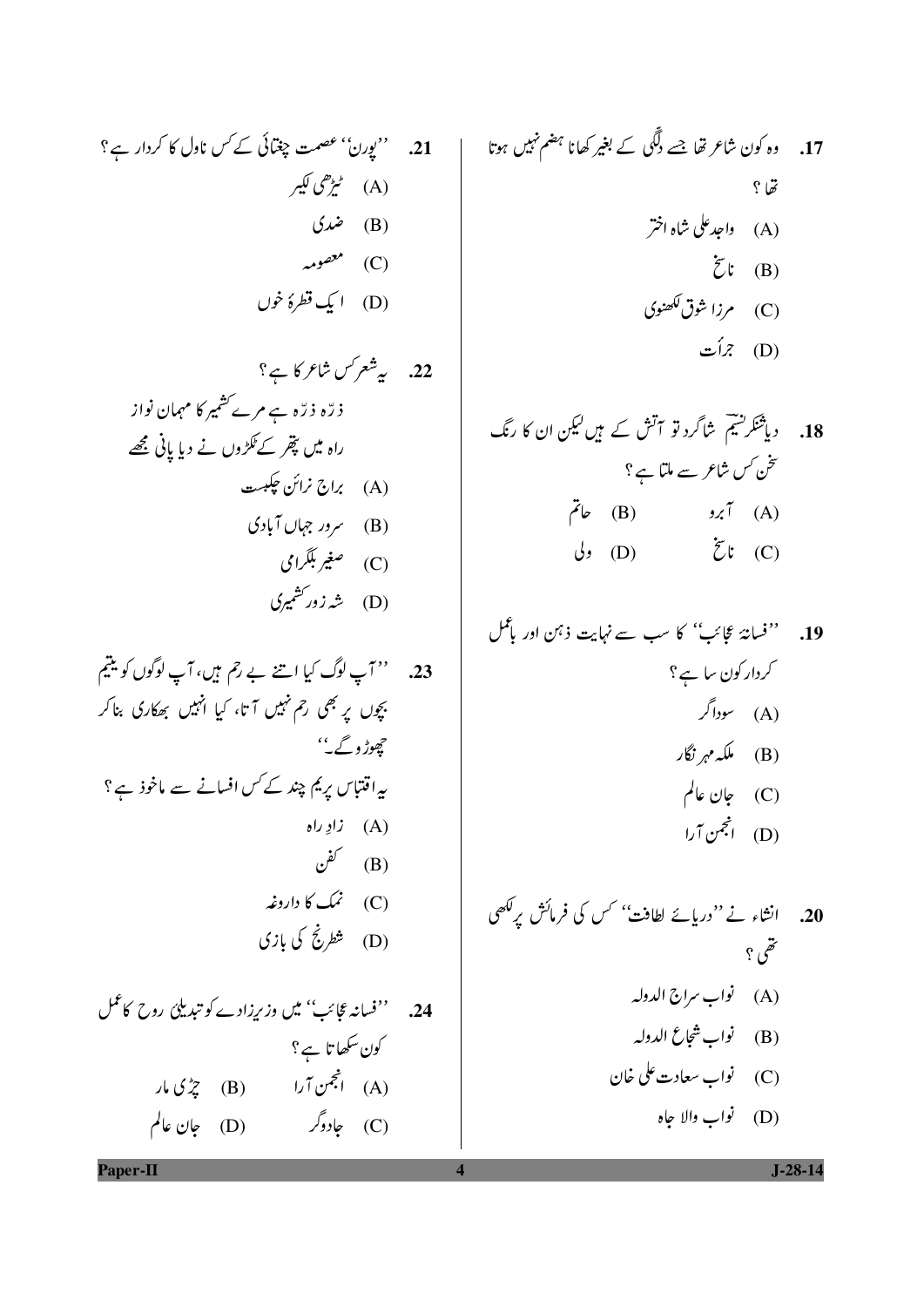17. وہ کون شاعر تھا جسے دلگی کے بغیر کھانا ہضم نہیں ہوتا تھا ؟

(A) واجد علی شاہ اختر

(B) ناسخ

(C) مرزا شوق لکھنوی

(D) جرأت

18. دیاشنکر نسیم شاگرد تو آتش کے ہیں لیکن ان کا رنگ سخن کس شاعر سے ملتا ہے ؟

(A) آبرو  (B) حاتم

(C) ناسخ  (D) ولی

19. ''فسانۂ عجائب'' کا سب سے نہایت ذہن اور باعمل کردار کون سا ہے ؟

(A) سوداگر

(B) ملکہ مہر نگار

(C) جان عالم

(D) انجمن آرا

20. انشاء نے ''دریائے لطافت'' کس کی فرمائش پر لکھی تھی ؟

(A) نواب سراج الدولہ

(B) نواب شجاع الدولہ

(C) نواب سعادت علی خان

(D) نواب والا جاہ

21. ''پورن'' عصمت چغتائی کے کس ناول کا کردار ہے ؟

(A) ٹیڑھی لکیر

(B) ضدی

(C) معصومہ

(D) ایک قطرۂ خوں

22. یہ شعر کس شاعر کا ہے ؟

ذرّہ ذرّہ ہے مرے کشمیر کا مہمان نواز
راہ میں پتھر کے ٹکڑوں نے دیا پانی مجھے

(A) براج نرائن چکبست

(B) سرور جہاں آبادی

(C) صغیر بلگرامی

(D) شہ زور کشمیری

23. ''آپ لوگ کیا اتنے بے رحم ہیں، آپ لوگوں کو یتیم بچوں پر بھی رحم نہیں آتا، کیا انہیں بھکاری بنا کر چھوڑو گے۔''

یہ اقتباس پریم چند کے کس افسانے سے ماخوذ ہے ؟

(A) زادِ راہ

(B) کفن

(C) نمک کا داروغہ

(D) شطرنج کی بازی

24. ''فسانۂ عجائب'' میں وزیرزادے کو تبدیلیٔ روح کا عمل کون سکھاتا ہے ؟

(A) انجمن آرا  (B) چڑی مار

(C) جادوگر  (D) جان عالم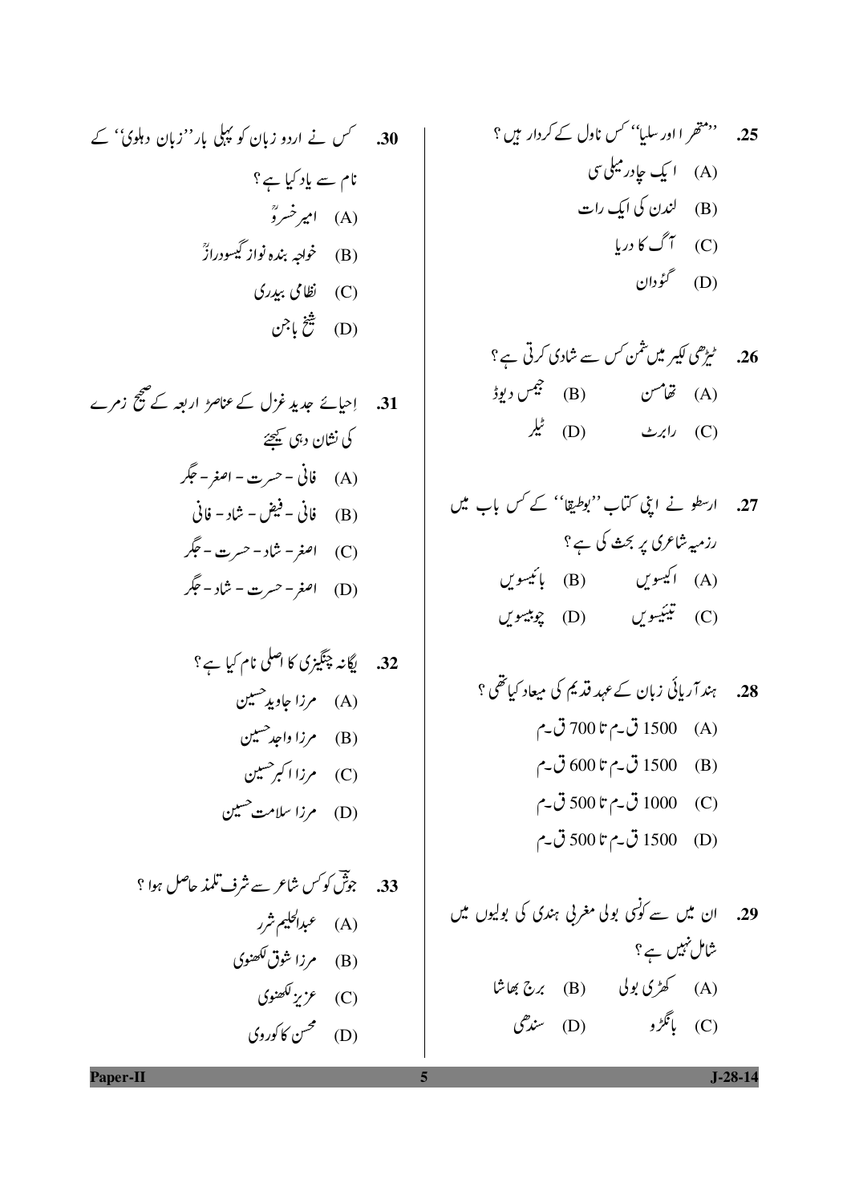25. ''متھرا اور سلیا'' کس ناول کے کردار ہیں ؟

(A) ایک چادر میلی سی

(B) لندن کی ایک رات

(C) آگ کا دریا

(D) گئودان

26. ٹیڑھی لکیر میں شمن کس سے شادی کرتی ہے ؟

(A) تھامسن (B) جیمس دیوڈ

(C) رابرٹ (D) ٹیلر

27. ارسطو نے اپنی کتاب ''بوطیقا'' کے کس باب میں رزمیہ شاعری پر بحث کی ہے ؟

(A) اکیسویں (B) بائیسویں

(C) تیئیسویں (D) چوبیسویں

28. ہند آریائی زبان کے عہد قدیم کی میعاد کیا تھی ؟

(A) 1500 ق۔م تا 700 ق۔م

(B) 1500 ق۔م تا 600 ق۔م

(C) 1000 ق۔م تا 500 ق۔م

(D) 1500 ق۔م تا 500 ق۔م

29. ان میں سے کونسی بولی مغربی ہندی کی بولیوں میں شامل نہیں ہے ؟

(A) کھڑی بولی (B) برج بھاشا

(C) بانگڑو (D) سندھی

30. کس نے اردو زبان کو پہلی بار ''زبان دہلوی'' کے نام سے یاد کیا ہے ؟

(A) امیر خسروؒ

(B) خواجہ بندہ نواز گیسودرازؒ

(C) نظامی بیدری

(D) شیخ باجن

31. اِحیائے جدید غزل کے عناصرِ اربعہ کے صحیح زمرے کی نشان دہی کیجئے

(A) فانی - حسرت - اصغر - جگر

(B) فانی - فیض - شاد - فانی

(C) اصغر - شاد - حسرت - جگر

(D) اصغر - حسرت - شاد - جگر

32. یگانہ چنگیزی کا اصلی نام کیا ہے ؟

(A) مرزا جاوید حسین

(B) مرزا واجد حسین

(C) مرزا اکبر حسین

(D) مرزا سلامت حسین

33. جوشؔ کو کس شاعر سے شرف تلمذ حاصل ہوا ؟

(A) عبدالحلیم شرر

(B) مرزا شوق لکھنوی

(C) عزیز لکھنوی

(D) محسن کاکوروی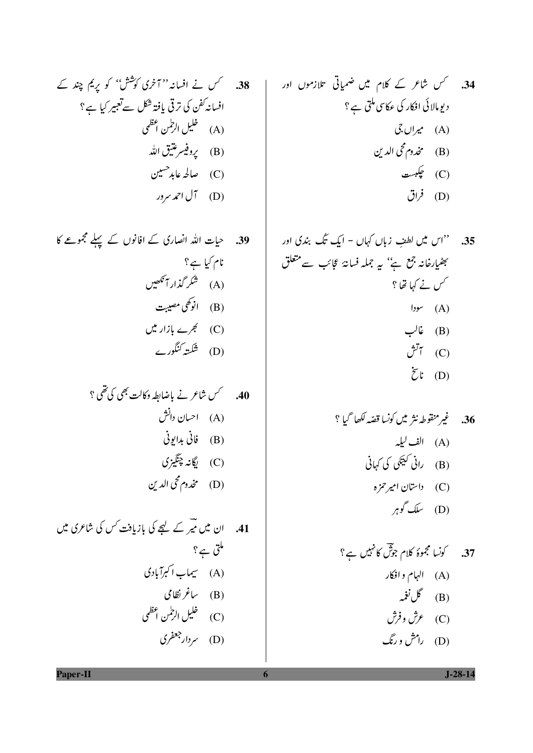34. کس شاعر کے کلام میں ضمیاتی تلازموں اور دیومالائی افکار کی عکاسی ملتی ہے ؟

(A) میراں جی

(B) مخدوم محی الدین

(C) چکبست

(D) فراق

35. ''اس میں لطفِ زباں کہاں - ایک تک بندی اور بھٹیارخانہ جمع ہے'' یہ جملہ فسانۂ عجائب سے متعلق کس نے کہا تھا ؟

(A) سودا

(B) غالب

(C) آتش

(D) ناسخ

36. غیر منقوطہ نثر میں کونسا قصّہ لکھا گیا ؟

(A) الف لیلہ

(B) رانی کیتکی کی کہانی

(C) داستان امیر حمزہ

(D) سلک گوہر

37. کونسا مجموعۂ کلام جوشؔ کا نہیں ہے ؟

(A) الہام و افکار

(B) گل نغمہ

(C) عرش و فرش

(D) رامش و رنگ

38. کس نے افسانہ ''آخری کوشش'' کو پریم چند کے افسانہ کفن کی ترقی یافتہ شکل سے تعبیر کیا ہے ؟

(A) خلیل الرحمٰن اعظمی

(B) پروفیسر عتیق اللہ

(C) صالحہ عابد حسین

(D) آل احمد سرور

39. حیات اللہ انصاری کے افانوں کے پہلے مجموعے کا نام کیا ہے ؟

(A) شکر گذار آنکھیں

(B) انوکھی مصیبت

(C) بھرے بازار میں

(D) شکستہ کنگورے

40. کس شاعر نے باضابطہ وکالت بھی کی تھی ؟

(A) احسان دانش

(B) فانی بدایونی

(C) یگانہ چنگیزی

(D) مخدوم محی الدین

41. ان میں میرؔ کے لہجے کی بازیافت کس کی شاعری میں ملتی ہے ؟

(A) سیماب اکبرآبادی

(B) ساغر نظامی

(C) خلیل الرحمٰن اعظمی

(D) سردار جعفری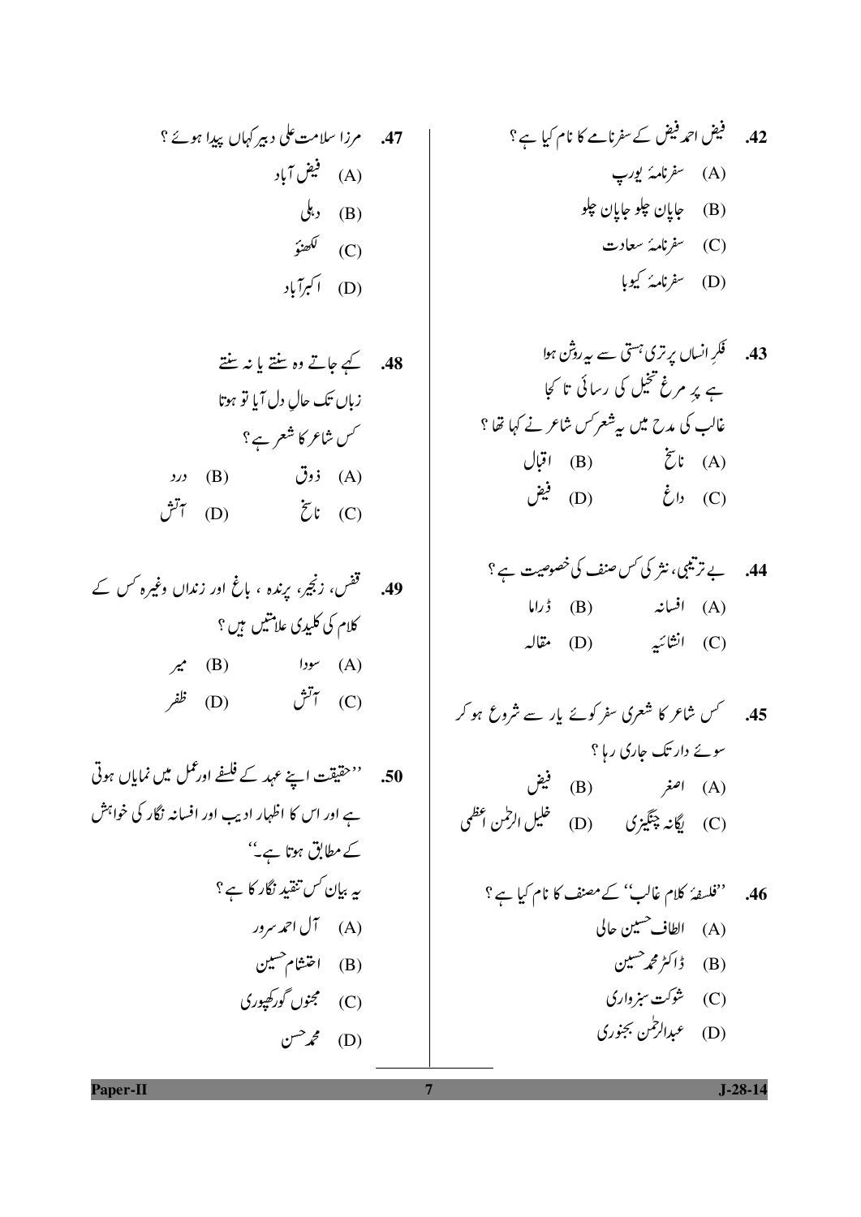**.42** فیض احمد فیض کے سفرنامے کا نام کیا ہے ؟

(A) سفرنامۂ یورپ

(B) جاپان چلو جاپان چلو

(C) سفرنامۂ سعادت

(D) سفرنامۂ کیوبا

**.43** فکرِ انساں پر تری ہستی سے یہ روشن ہوا
ہے پرِ مرغِ تخیل کی رسائی تا کجا

غالب کی مدح میں یہ شعر کس شاعر نے کہا تھا ؟

(A) ناسخ (B) اقبال

(C) داغ (D) فیض

**.44** بے ترتیبی، نثر کی کس صنف کی خصوصیت ہے ؟

(A) افسانہ (B) ڈراما

(C) انشائیہ (D) مقالہ

**.45** کس شاعر کا شعری سفر کوئے یار سے شروع ہو کر سوئے دار تک جاری رہا ؟

(A) اصغر (B) فیض

(C) یگانہ چنگیزی (D) خلیل الرحمن اعظمی

**.46** ''فلسفۂ کلام غالب'' کے مصنف کا نام کیا ہے ؟

(A) الطاف حسین حالی

(B) ڈاکٹر محمد حسین

(C) شوکت سبزواری

(D) عبدالرحمٰن بجنوری

**.47** مرزا سلامت علی دبیر کہاں پیدا ہوئے ؟

(A) فیض آباد

(B) دہلی

(C) لکھنؤ

(D) اکبرآباد

**.48** کہے جاتے وہ سنتے یا نہ سنتے
زباں تک حالِ دل آیا تو ہوتا

کس شاعر کا شعر ہے ؟

(A) ذوق (B) درد

(C) ناسخ (D) آتش

**.49** قفس، زنجیر، پرندہ ، باغ اور زنداں وغیرہ کس کے کلام کی کلیدی علامتیں ہیں ؟

(A) سودا (B) میر

(C) آتش (D) ظفر

**.50** ''حقیقت اپنے عہد کے فلسفے اور عمل میں نمایاں ہوتی ہے اور اس کا اظہار ادیب اور افسانہ نگار کی خواہش کے مطابق ہوتا ہے۔''

یہ بیان کس تنقید نگار کا ہے ؟

(A) آل احمد سرور

(B) احتشام حسین

(C) مجنوں گورکھپوری

(D) محمد حسن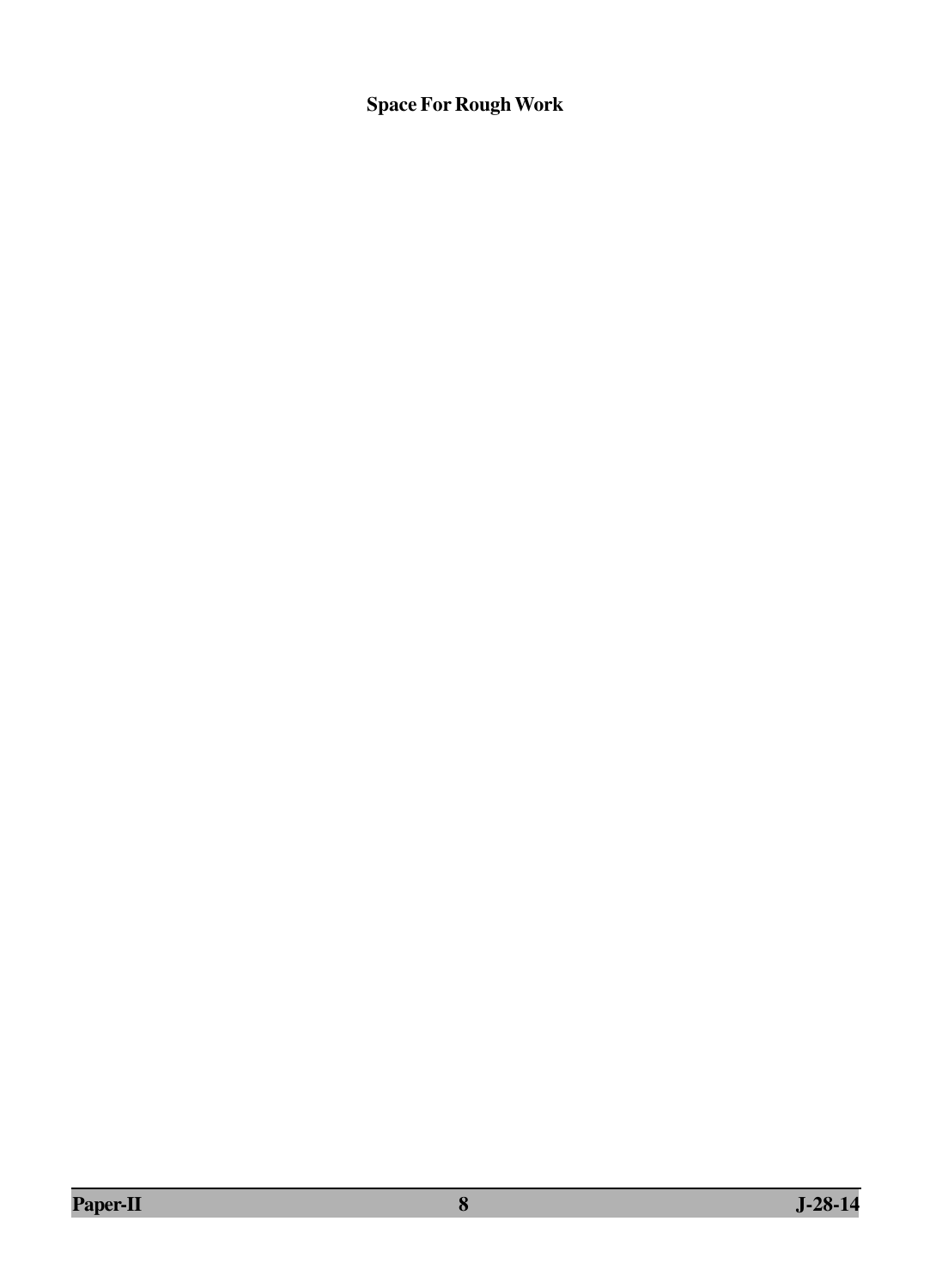**Space For Rough Work**